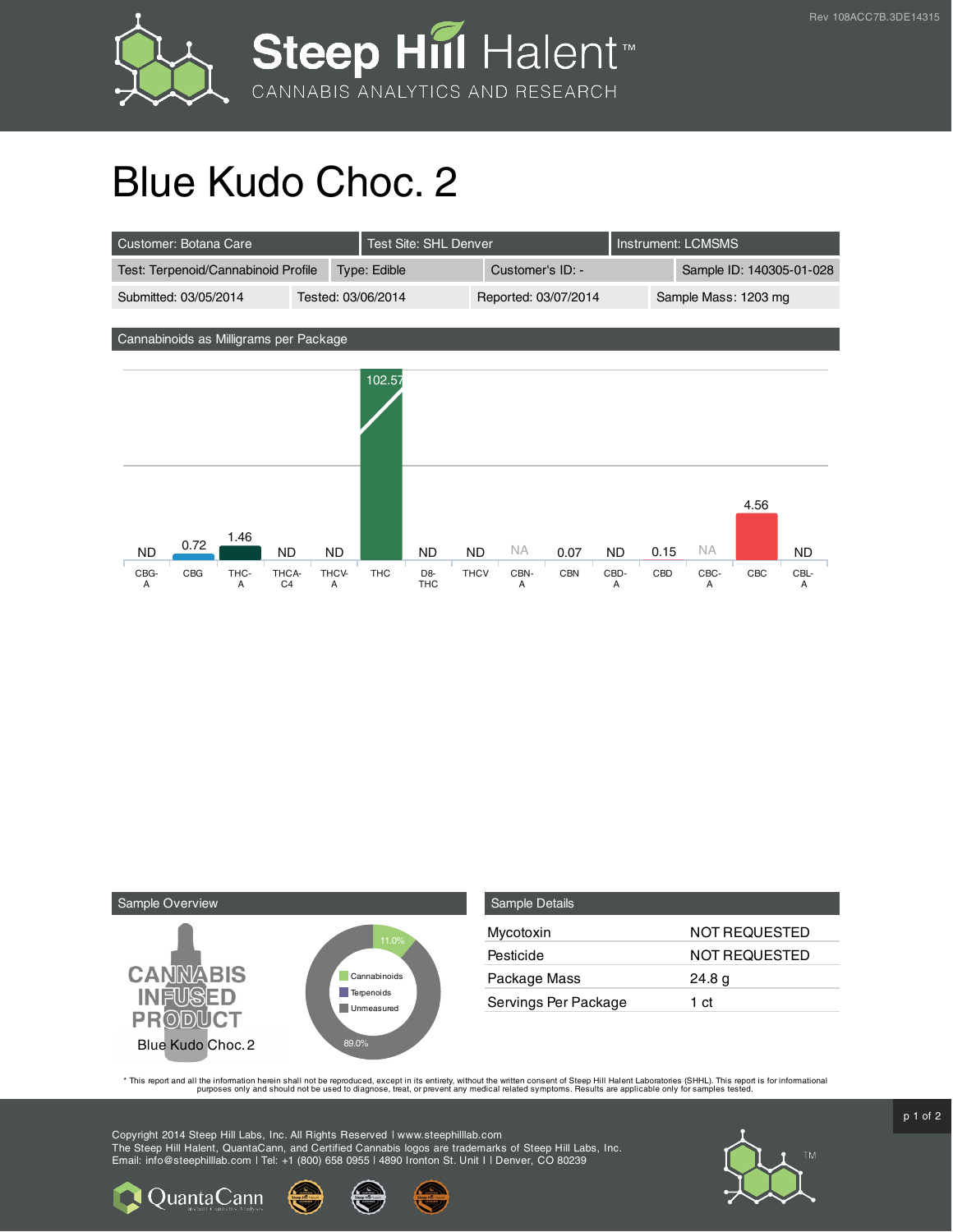Rev 108ACC7B.3DE14315

# Blue Kudo Choc. 2

| Customer: Botana Care | Test Site: SHL Denver | Instrument: LCMSMS | |
|---|---|---|---|
| Test: Terpenoid/Cannabinoid Profile | Type: Edible | Customer's ID: - | Sample ID: 140305-01-028 |
| Submitted: 03/05/2014 | Tested: 03/06/2014 | Reported: 03/07/2014 | Sample Mass: 1203 mg |

## Cannabinoids as Milligrams per Package

| CBG-A | CBG | THC-A | THCA-C4 | THCV-A | THC | D8-THC | THCV | CBN-A | CBN | CBD-A | CBD | CBC-A | CBC | CBL-A |
|---|---|---|---|---|---|---|---|---|---|---|---|---|---|---|
| ND | 0.72 | 1.46 | ND | ND | 102.57 | ND | ND | NA | 0.07 | ND | 0.15 | NA | 4.56 | ND |

## Sample Overview

CANNABIS INFUSED PRODUCT

Blue Kudo Choc. 2

- Cannabinoids: 11.0%
- Terpenoids
- Unmeasured: 89.0%

## Sample Details

| | |
|---|---|
| Mycotoxin | NOT REQUESTED |
| Pesticide | NOT REQUESTED |
| Package Mass | 24.8 g |
| Servings Per Package | 1 ct |

* This report and all the information herein shall not be reproduced, except in its entirety, without the written consent of Steep Hill Halent Laboratories (SHHL). This report is for informational purposes only and should not be used to diagnose, treat, or prevent any medical related symptoms. Results are applicable only for samples tested.

Copyright 2014 Steep Hill Labs, Inc. All Rights Reserved | www.steephilllab.com
The Steep Hill Halent, QuantaCann, and Certified Cannabis logos are trademarks of Steep Hill Labs, Inc.
Email: info@steephilllab.com | Tel: +1 (800) 658 0955 | 4890 Ironton St. Unit I | Denver, CO 80239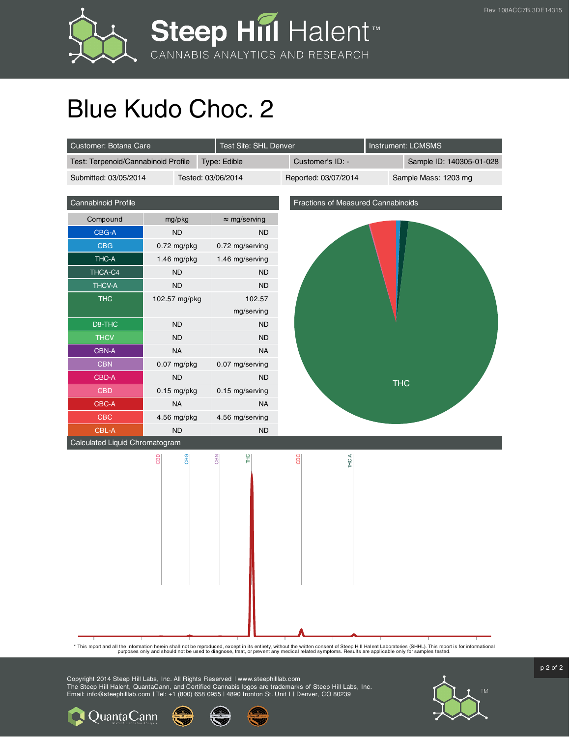# Blue Kudo Choc. 2

| | | |
|---|---|---|
| Customer: Botana Care | Test Site: SHL Denver | Instrument: LCMSMS |
| Test: Terpenoid/Cannabinoid Profile | Type: Edible | Customer's ID: - |
| Sample ID: 140305-01-028 | | |
| Submitted: 03/05/2014 | Tested: 03/06/2014 | Reported: 03/07/2014 |
| Sample Mass: 1203 mg | | |

## Cannabinoid Profile

| Compound | mg/pkg | ≈ mg/serving |
|---|---|---|
| CBG-A | ND | ND |
| CBG | 0.72 mg/pkg | 0.72 mg/serving |
| THC-A | 1.46 mg/pkg | 1.46 mg/serving |
| THCA-C4 | ND | ND |
| THCV-A | ND | ND |
| THC | 102.57 mg/pkg | 102.57 mg/serving |
| D8-THC | ND | ND |
| THCV | ND | ND |
| CBN-A | NA | NA |
| CBN | 0.07 mg/pkg | 0.07 mg/serving |
| CBD-A | ND | ND |
| CBD | 0.15 mg/pkg | 0.15 mg/serving |
| CBC-A | NA | NA |
| CBC | 4.56 mg/pkg | 4.56 mg/serving |
| CBL-A | ND | ND |

## Fractions of Measured Cannabinoids

THC

## Calculated Liquid Chromatogram

CBD
CBG
CBN
THC
CBC
THC-A

\* This report and all the information herein shall not be reproduced, except in its entirety, without the written consent of Steep Hill Halent Laboratories (SHHL). This report is for informational purposes only and should not be used to diagnose, treat, or prevent any medical related symptoms. Results are applicable only for samples tested.

Copyright 2014 Steep Hill Labs, Inc. All Rights Reserved | www.steephilllab.com
The Steep Hill Halent, QuantaCann, and Certified Cannabis logos are trademarks of Steep Hill Labs, Inc.
Email: info@steephilllab.com | Tel: +1 (800) 658 0955 | 4890 Ironton St. Unit I | Denver, CO 80239